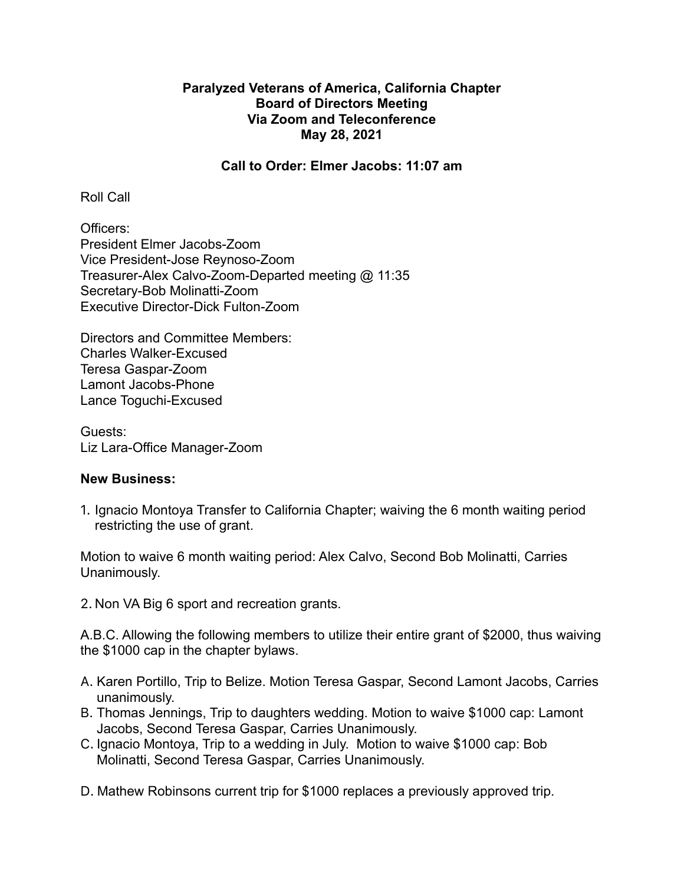**Paralyzed Veterans of America, California Chapter**
**Board of Directors Meeting**
**Via Zoom and Teleconference**
**May 28, 2021**

**Call to Order: Elmer Jacobs: 11:07 am**

Roll Call

Officers:
President Elmer Jacobs-Zoom
Vice President-Jose Reynoso-Zoom
Treasurer-Alex Calvo-Zoom-Departed meeting @ 11:35
Secretary-Bob Molinatti-Zoom
Executive Director-Dick Fulton-Zoom

Directors and Committee Members:
Charles Walker-Excused
Teresa Gaspar-Zoom
Lamont Jacobs-Phone
Lance Toguchi-Excused

Guests:
Liz Lara-Office Manager-Zoom

**New Business:**

1. Ignacio Montoya Transfer to California Chapter; waiving the 6 month waiting period restricting the use of grant.

Motion to waive 6 month waiting period: Alex Calvo, Second Bob Molinatti, Carries Unanimously.

2. Non VA Big 6 sport and recreation grants.

A.B.C. Allowing the following members to utilize their entire grant of $2000, thus waiving the $1000 cap in the chapter bylaws.

A. Karen Portillo, Trip to Belize. Motion Teresa Gaspar, Second Lamont Jacobs, Carries unanimously.
B. Thomas Jennings, Trip to daughters wedding. Motion to waive $1000 cap: Lamont Jacobs, Second Teresa Gaspar, Carries Unanimously.
C. Ignacio Montoya, Trip to a wedding in July. Motion to waive $1000 cap: Bob Molinatti, Second Teresa Gaspar, Carries Unanimously.

D. Mathew Robinsons current trip for $1000 replaces a previously approved trip.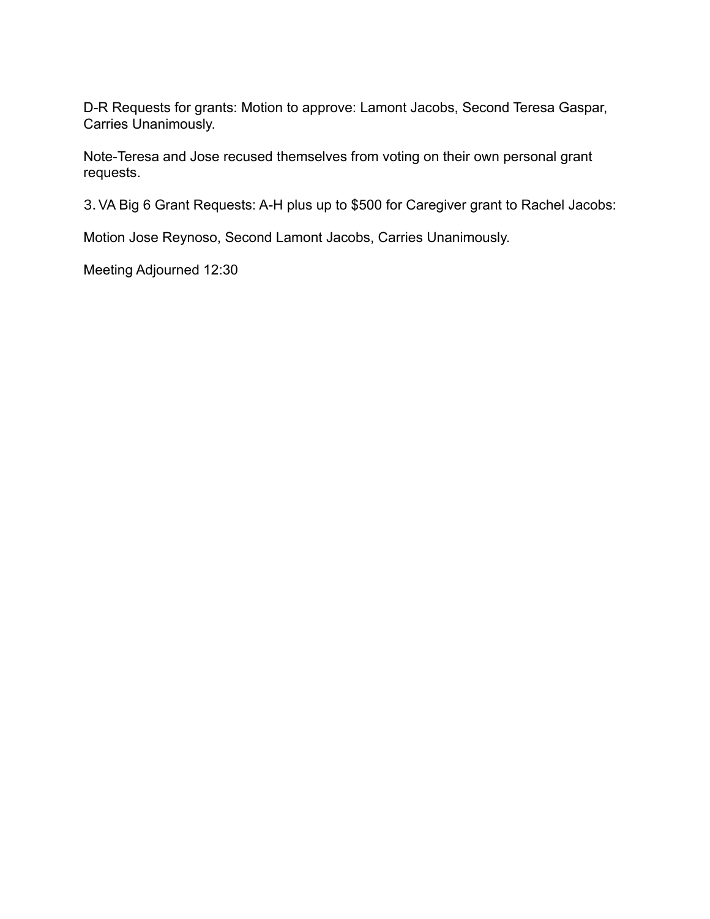D-R Requests for grants: Motion to approve: Lamont Jacobs, Second Teresa Gaspar, Carries Unanimously.

Note-Teresa and Jose recused themselves from voting on their own personal grant requests.

3. VA Big 6 Grant Requests: A-H plus up to $500 for Caregiver grant to Rachel Jacobs:

Motion Jose Reynoso, Second Lamont Jacobs, Carries Unanimously.

Meeting Adjourned 12:30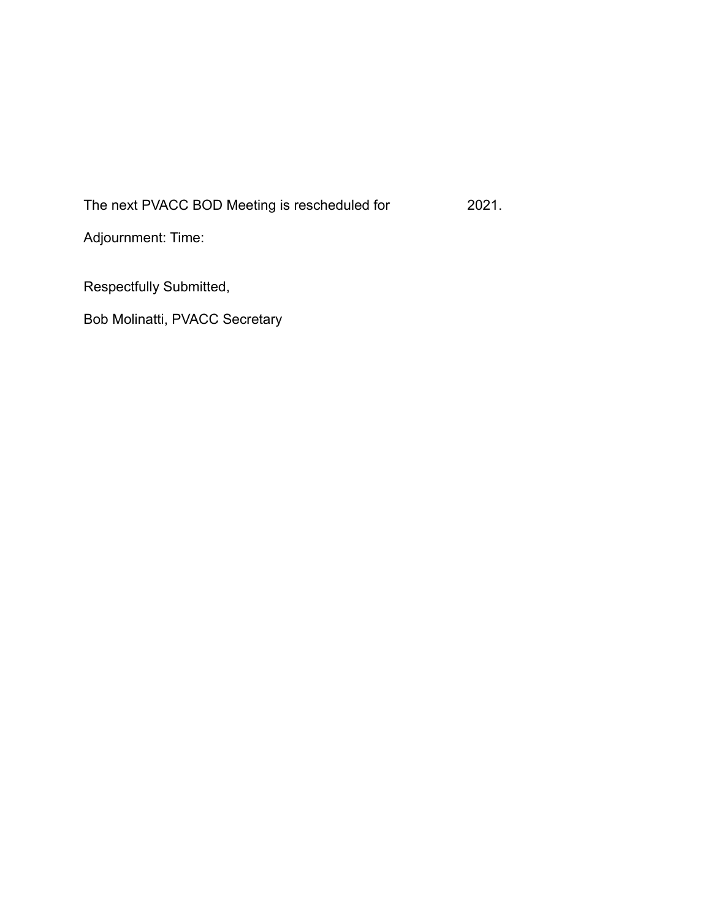The next PVACC BOD Meeting is rescheduled for 2021.

Adjournment: Time:

Respectfully Submitted,

Bob Molinatti, PVACC Secretary